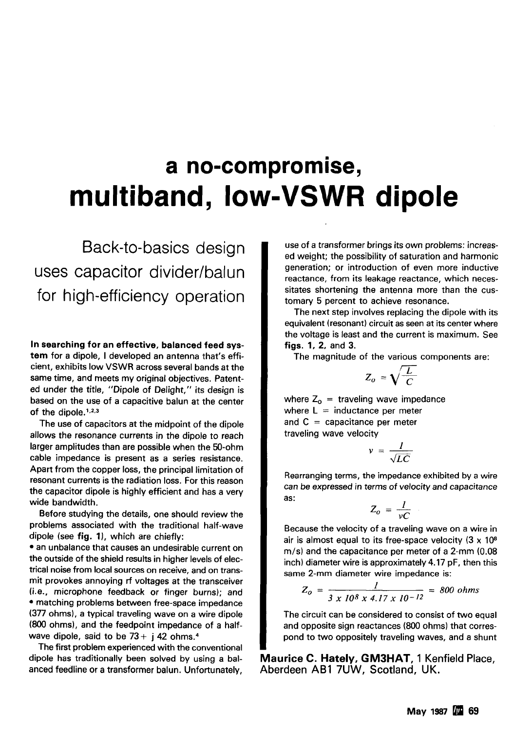# a no-compromise, multiband, low-VSWR dipole

## Back-to-basics design uses capacitor divider/balun for high-efficiency operation

**In searching for an effective, balanced feed system** for a dipole, I developed an antenna that's efficient, exhibits low VSWR across several bands at the same time, and meets my original objectives. Patented under the title, "Dipole of Delight," its design is based on the use of a capacitive balun at the center of the dipole.[1,2,3]

The use of capacitors at the midpoint of the dipole allows the resonance currents in the dipole to reach larger amplitudes than are possible when the 50-ohm cable impedance is present as a series resistance. Apart from the copper loss, the principal limitation of resonant currents is the radiation loss. For this reason the capacitor dipole is highly efficient and has a very wide bandwidth.

Before studying the details, one should review the problems associated with the traditional half-wave dipole (see **fig. 1**), which are chiefly:

- an unbalance that causes an undesirable current on the outside of the shield results in higher levels of electrical noise from local sources on receive, and on transmit provokes annoying rf voltages at the transceiver (i.e., microphone feedback or finger burns); and
- matching problems between free-space impedance (377 ohms), a typical traveling wave on a wire dipole (800 ohms), and the feedpoint impedance of a half-wave dipole, said to be 73 + j 42 ohms.[4]

The first problem experienced with the conventional dipole has traditionally been solved by using a balanced feedline or a transformer balun. Unfortunately, use of a transformer brings its own problems: increased weight; the possibility of saturation and harmonic generation; or introduction of even more inductive reactance, from its leakage reactance, which necessitates shortening the antenna more than the customary 5 percent to achieve resonance.

The next step involves replacing the dipole with its equivalent (resonant) circuit as seen at its center where the voltage is least and the current is maximum. See **figs. 1, 2,** and **3.**

The magnitude of the various components are:

$$Z_o = \sqrt{\frac{L}{C}}$$

where $Z_o$ = traveling wave impedance
where L = inductance per meter
and C = capacitance per meter
traveling wave velocity

$$v = \frac{1}{\sqrt{LC}}$$

Rearranging terms, the impedance exhibited by a wire can be expressed in terms of velocity and capacitance as:

$$Z_o = \frac{1}{vC}$$

Because the velocity of a traveling wave on a wire in air is almost equal to its free-space velocity ($3 \times 10^8$ m/s) and the capacitance per meter of a 2-mm (0.08 inch) diameter wire is approximately 4.17 pF, then this same 2-mm diameter wire impedance is:

$$Z_o = \frac{1}{3 \times 10^8 \times 4.17 \times 10^{-12}} = 800 \text{ ohms}$$

The circuit can be considered to consist of two equal and opposite sign reactances (800 ohms) that correspond to two oppositely traveling waves, and a shunt

**Maurice C. Hately, GM3HAT,** 1 Kenfield Place, Aberdeen AB1 7UW, Scotland, UK.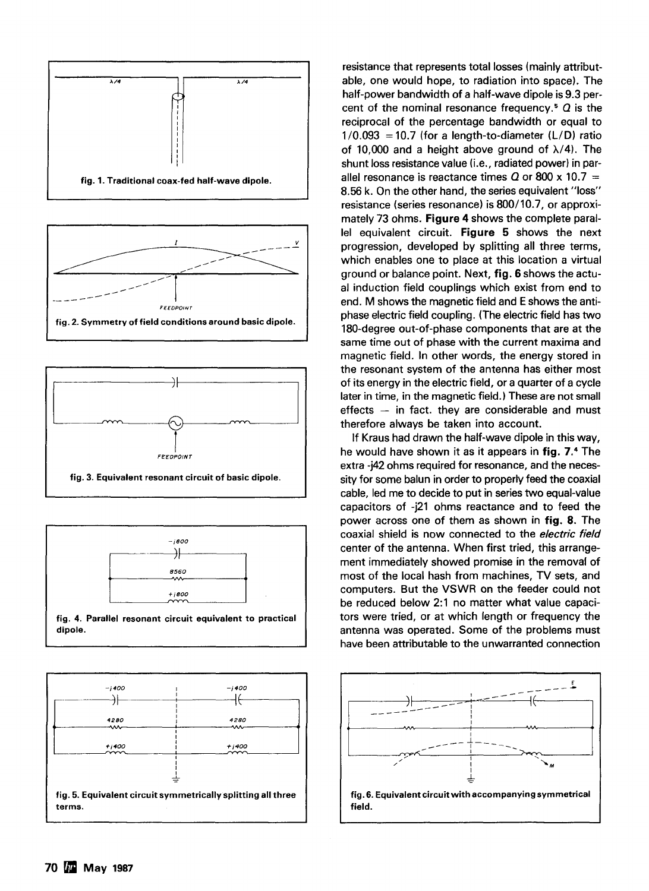fig. 1. Traditional coax-fed half-wave dipole.

fig. 2. Symmetry of field conditions around basic dipole.

fig. 3. Equivalent resonant circuit of basic dipole.

fig. 4. Parallel resonant circuit equivalent to practical dipole.

fig. 5. Equivalent circuit symmetrically splitting all three terms.

resistance that represents total losses (mainly attributable, one would hope, to radiation into space). The half-power bandwidth of a half-wave dipole is 9.3 percent of the nominal resonance frequency.[5] $Q$ is the reciprocal of the percentage bandwidth or equal to $1/0.093 = 10.7$ (for a length-to-diameter (L/D) ratio of 10,000 and a height above ground of $\lambda/4$). The shunt loss resistance value (i.e., radiated power) in parallel resonance is reactance times $Q$ or $800 \times 10.7 = 8.56$ k. On the other hand, the series equivalent "loss" resistance (series resonance) is 800/10.7, or approximately 73 ohms. **Figure 4** shows the complete parallel equivalent circuit. **Figure 5** shows the next progression, developed by splitting all three terms, which enables one to place at this location a virtual ground or balance point. Next, **fig. 6** shows the actual induction field couplings which exist from end to end. M shows the magnetic field and E shows the antiphase electric field coupling. (The electric field has two 180-degree out-of-phase components that are at the same time out of phase with the current maxima and magnetic field. In other words, the energy stored in the resonant system of the antenna has either most of its energy in the electric field, or a quarter of a cycle later in time, in the magnetic field.) These are not small effects — in fact. they are considerable and must therefore always be taken into account.

If Kraus had drawn the half-wave dipole in this way, he would have shown it as it appears in **fig. 7**.[4] The extra -j42 ohms required for resonance, and the necessity for some balun in order to properly feed the coaxial cable, led me to decide to put in series two equal-value capacitors of -j21 ohms reactance and to feed the power across one of them as shown in **fig. 8**. The coaxial shield is now connected to the *electric field* center of the antenna. When first tried, this arrangement immediately showed promise in the removal of most of the local hash from machines, TV sets, and computers. But the VSWR on the feeder could not be reduced below 2:1 no matter what value capacitors were tried, or at which length or frequency the antenna was operated. Some of the problems must have been attributable to the unwarranted connection

fig. 6. Equivalent circuit with accompanying symmetrical field.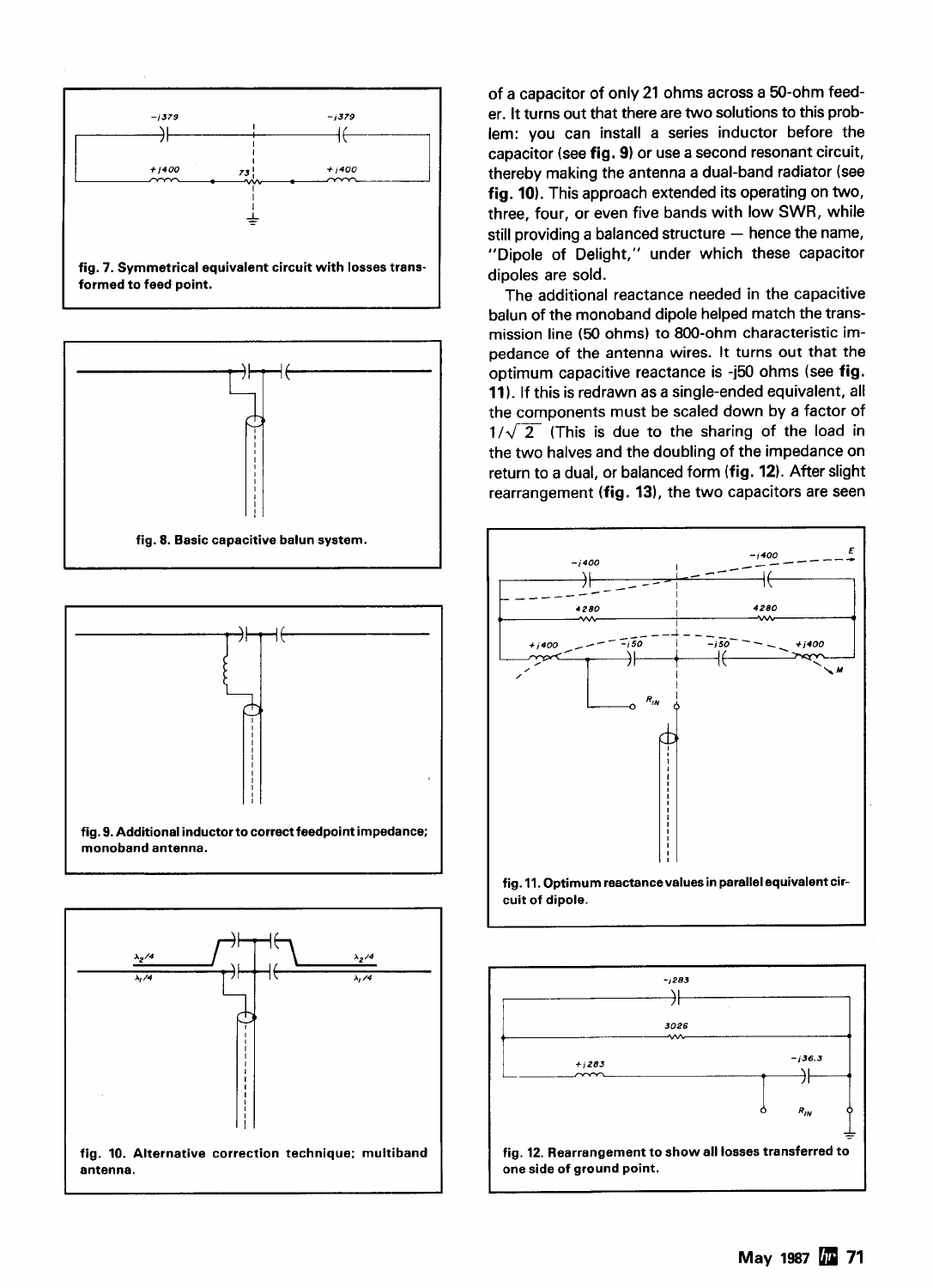fig. 7. Symmetrical equivalent circuit with losses transformed to feed point.

fig. 8. Basic capacitive balun system.

fig. 9. Additional inductor to correct feedpoint impedance; monoband antenna.

fig. 10. Alternative correction technique; multiband antenna.

of a capacitor of only 21 ohms across a 50-ohm feeder. It turns out that there are two solutions to this problem: you can install a series inductor before the capacitor (see **fig. 9**) or use a second resonant circuit, thereby making the antenna a dual-band radiator (see **fig. 10**). This approach extended its operating on two, three, four, or even five bands with low SWR, while still providing a balanced structure — hence the name, "Dipole of Delight," under which these capacitor dipoles are sold.

The additional reactance needed in the capacitive balun of the monoband dipole helped match the transmission line (50 ohms) to 800-ohm characteristic impedance of the antenna wires. It turns out that the optimum capacitive reactance is -j50 ohms (see **fig. 11**). If this is redrawn as a single-ended equivalent, all the components must be scaled down by a factor of $1/\sqrt{2}$ (This is due to the sharing of the load in the two halves and the doubling of the impedance on return to a dual, or balanced form (**fig. 12**). After slight rearrangement (**fig. 13**), the two capacitors are seen

fig. 11. Optimum reactance values in parallel equivalent circuit of dipole.

fig. 12. Rearrangement to show all losses transferred to one side of ground point.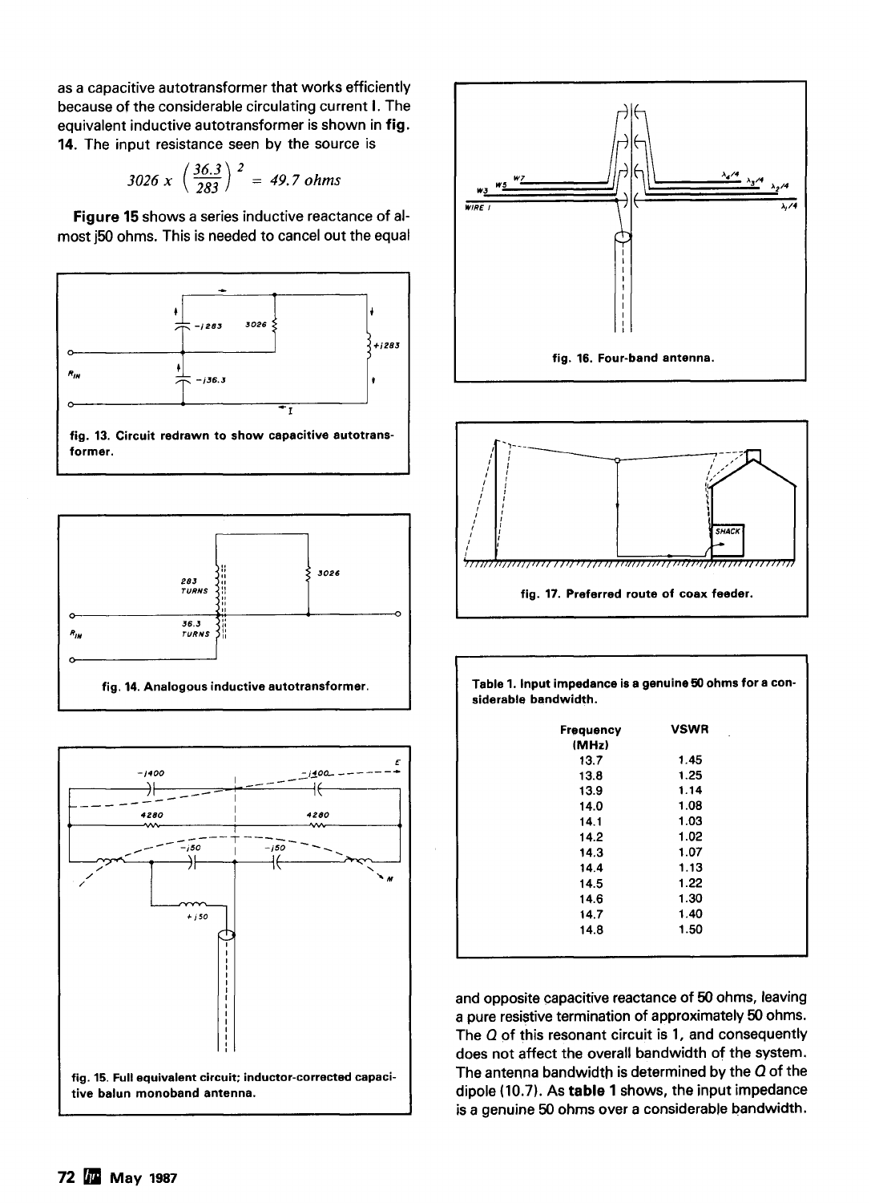as a capacitive autotransformer that works efficiently because of the considerable circulating current I. The equivalent inductive autotransformer is shown in **fig. 14**. The input resistance seen by the source is

$$3026 \times \left(\frac{36.3}{283}\right)^2 = 49.7 \text{ ohms}$$

**Figure 15** shows a series inductive reactance of almost j50 ohms. This is needed to cancel out the equal and opposite capacitive reactance of 50 ohms, leaving a pure resistive termination of approximately 50 ohms. The *Q* of this resonant circuit is 1, and consequently does not affect the overall bandwidth of the system. The antenna bandwidth is determined by the *Q* of the dipole (10.7). As **table 1** shows, the input impedance is a genuine 50 ohms over a considerable bandwidth.

**fig. 13. Circuit redrawn to show capacitive autotransformer.**

**fig. 14. Analogous inductive autotransformer.**

**fig. 15. Full equivalent circuit; inductor-corrected capacitive balun monoband antenna.**

**fig. 16. Four-band antenna.**

**fig. 17. Preferred route of coax feeder.**

**Table 1. Input impedance is a genuine 50 ohms for a considerable bandwidth.**

| Frequency (MHz) | VSWR |
|---|---|
| 13.7 | 1.45 |
| 13.8 | 1.25 |
| 13.9 | 1.14 |
| 14.0 | 1.08 |
| 14.1 | 1.03 |
| 14.2 | 1.02 |
| 14.3 | 1.07 |
| 14.4 | 1.13 |
| 14.5 | 1.22 |
| 14.6 | 1.30 |
| 14.7 | 1.40 |
| 14.8 | 1.50 |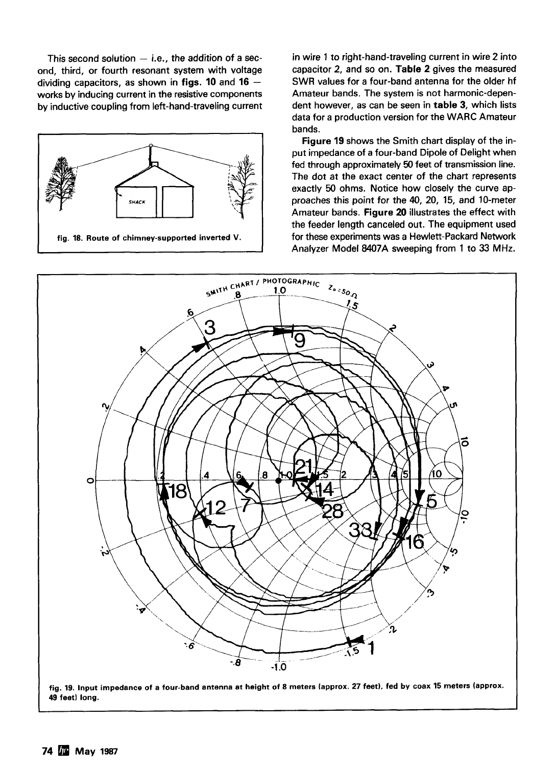This second solution — i.e., the addition of a second, third, or fourth resonant system with voltage dividing capacitors, as shown in **figs. 10** and **16** — works by inducing current in the resistive components by inductive coupling from left-hand-traveling current in wire 1 to right-hand-traveling current in wire 2 into capacitor 2, and so on. **Table 2** gives the measured SWR values for a four-band antenna for the older hf Amateur bands. The system is not harmonic-dependent however, as can be seen in **table 3**, which lists data for a production version for the WARC Amateur bands.

**fig. 18. Route of chimney-supported inverted V.**

**Figure 19** shows the Smith chart display of the input impedance of a four-band Dipole of Delight when fed through approximately 50 feet of transmission line. The dot at the exact center of the chart represents exactly 50 ohms. Notice how closely the curve approaches this point for the 40, 20, 15, and 10-meter Amateur bands. **Figure 20** illustrates the effect with the feeder length canceled out. The equipment used for these experiments was a Hewlett-Packard Network Analyzer Model 8407A sweeping from 1 to 33 MHz.

**fig. 19. Input impedance of a four-band antenna at height of 8 meters (approx. 27 feet), fed by coax 15 meters (approx. 49 feet) long.**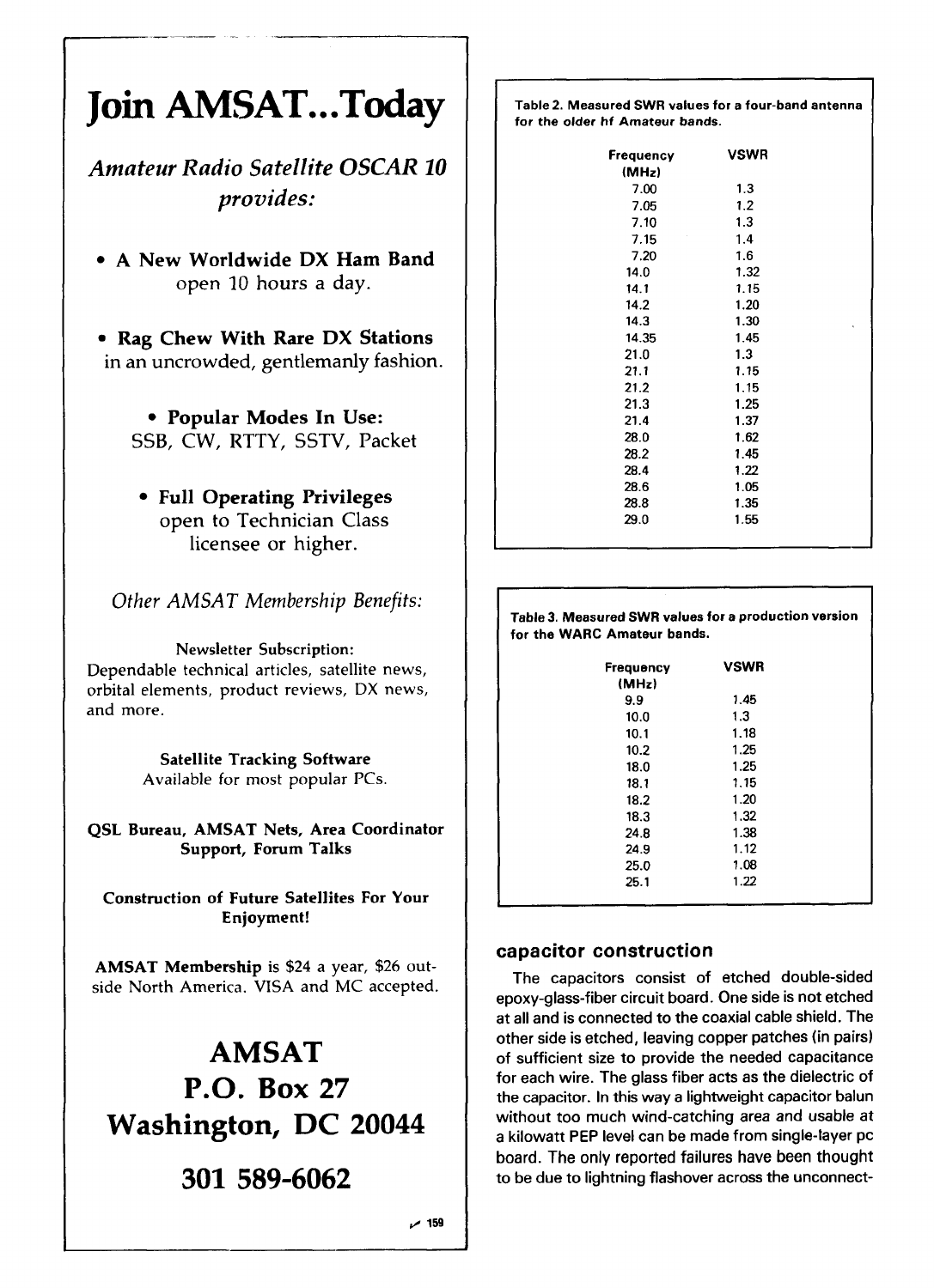# Join AMSAT...Today

*Amateur Radio Satellite OSCAR 10 provides:*

- **A New Worldwide DX Ham Band** open 10 hours a day.

- **Rag Chew With Rare DX Stations** in an uncrowded, gentlemanly fashion.

- **Popular Modes In Use:** SSB, CW, RTTY, SSTV, Packet

- **Full Operating Privileges** open to Technician Class licensee or higher.

*Other AMSAT Membership Benefits:*

Newsletter Subscription:
Dependable technical articles, satellite news, orbital elements, product reviews, DX news, and more.

Satellite Tracking Software
Available for most popular PCs.

QSL Bureau, AMSAT Nets, Area Coordinator Support, Forum Talks

Construction of Future Satellites For Your Enjoyment!

**AMSAT Membership** is $24 a year, $26 outside North America. VISA and MC accepted.

## AMSAT
## P.O. Box 27
## Washington, DC 20044
## 301 589-6062

✓ 159

**Table 2. Measured SWR values for a four-band antenna for the older hf Amateur bands.**

| Frequency (MHz) | VSWR |
|---|---|
| 7.00 | 1.3 |
| 7.05 | 1.2 |
| 7.10 | 1.3 |
| 7.15 | 1.4 |
| 7.20 | 1.6 |
| 14.0 | 1.32 |
| 14.1 | 1.15 |
| 14.2 | 1.20 |
| 14.3 | 1.30 |
| 14.35 | 1.45 |
| 21.0 | 1.3 |
| 21.1 | 1.15 |
| 21.2 | 1.15 |
| 21.3 | 1.25 |
| 21.4 | 1.37 |
| 28.0 | 1.62 |
| 28.2 | 1.45 |
| 28.4 | 1.22 |
| 28.6 | 1.05 |
| 28.8 | 1.35 |
| 29.0 | 1.55 |

**Table 3. Measured SWR values for a production version for the WARC Amateur bands.**

| Frequency (MHz) | VSWR |
|---|---|
| 9.9 | 1.45 |
| 10.0 | 1.3 |
| 10.1 | 1.18 |
| 10.2 | 1.25 |
| 18.0 | 1.25 |
| 18.1 | 1.15 |
| 18.2 | 1.20 |
| 18.3 | 1.32 |
| 24.8 | 1.38 |
| 24.9 | 1.12 |
| 25.0 | 1.08 |
| 25.1 | 1.22 |

### capacitor construction

The capacitors consist of etched double-sided epoxy-glass-fiber circuit board. One side is not etched at all and is connected to the coaxial cable shield. The other side is etched, leaving copper patches (in pairs) of sufficient size to provide the needed capacitance for each wire. The glass fiber acts as the dielectric of the capacitor. In this way a lightweight capacitor balun without too much wind-catching area and usable at a kilowatt PEP level can be made from single-layer pc board. The only reported failures have been thought to be due to lightning flashover across the unconnect-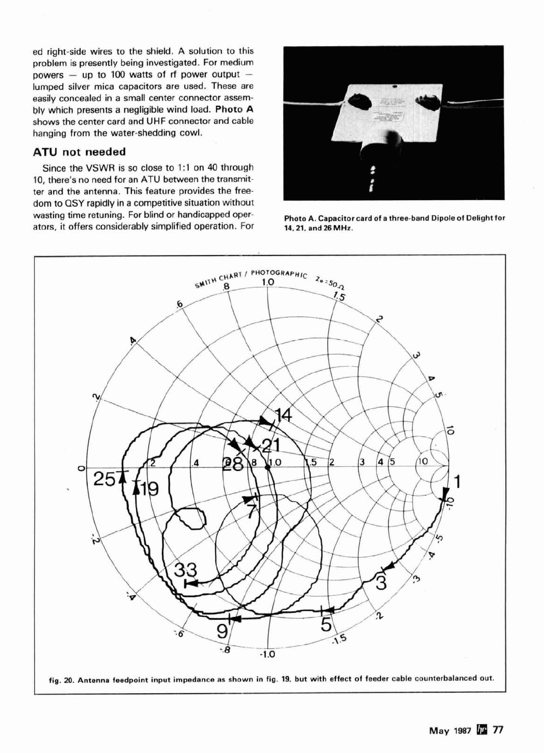ed right-side wires to the shield. A solution to this problem is presently being investigated. For medium powers — up to 100 watts of rf power output — lumped silver mica capacitors are used. These are easily concealed in a small center connector assembly which presents a negligible wind load. **Photo A** shows the center card and UHF connector and cable hanging from the water-shedding cowl.

## ATU not needed

Since the VSWR is so close to 1:1 on 40 through 10, there's no need for an ATU between the transmitter and the antenna. This feature provides the freedom to QSY rapidly in a competitive situation without wasting time retuning. For blind or handicapped operators, it offers considerably simplified operation. For

**Photo A. Capacitor card of a three-band Dipole of Delight for 14, 21, and 26 MHz.**

**fig. 20. Antenna feedpoint input impedance as shown in fig. 19, but with effect of feeder cable counterbalanced out.**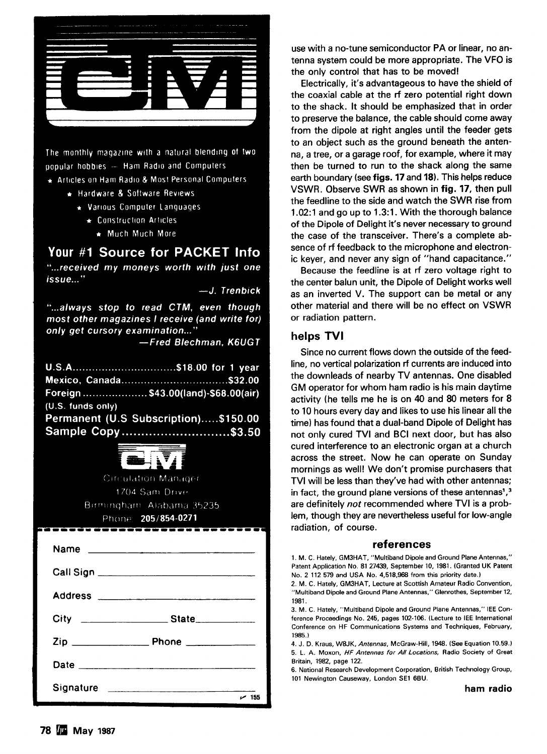CTM

The monthly magazine with a natural blending of two popular hobbies — Ham Radio and Computers

- ★ Articles on Ham Radio & Most Personal Computers
- ★ Hardware & Software Reviews
- ★ Various Computer Languages
- ★ Construction Articles
- ★ Much Much More

## Your #1 Source for PACKET Info

*"...received my moneys worth with just one issue..."*

*—J. Trenbick*

*"...always stop to read CTM, even though most other magazines I receive (and write for) only get cursory examination..."*

*—Fred Blechman, K6UGT*

**U.S.A...............................$18.00 for 1 year**
**Mexico, Canada................................$32.00**
**Foreign...................$43.00(land)-$68.00(air)**
**(U.S. funds only)**
**Permanent (U.S Subscription).....$150.00**
**Sample Copy...........................$3.50**

CTM
Circulation Manager
1704 Sam Drive
Birmingham, Alabama 35235
Phone **205/854-0271**

Name ______________________

Call Sign ______________________

Address ______________________

City ______________ State __________

Zip ______________ Phone ______________

Date ______________________

Signature ______________________

✓ 155

use with a no-tune semiconductor PA or linear, no antenna system could be more appropriate. The VFO is the only control that has to be moved!

Electrically, it's advantageous to have the shield of the coaxial cable at the rf zero potential right down to the shack. It should be emphasized that in order to preserve the balance, the cable should come away from the dipole at right angles until the feeder gets to an object such as the ground beneath the antenna, a tree, or a garage roof, for example, where it may then be turned to run to the shack along the same earth boundary (see **figs. 17** and **18**). This helps reduce VSWR. Observe SWR as shown in **fig. 17**, then pull the feedline to the side and watch the SWR rise from 1.02:1 and go up to 1.3:1. With the thorough balance of the Dipole of Delight it's never necessary to ground the case of the transceiver. There's a complete absence of rf feedback to the microphone and electronic keyer, and never any sign of "hand capacitance."

Because the feedline is at rf zero voltage right to the center balun unit, the Dipole of Delight works well as an inverted V. The support can be metal or any other material and there will be no effect on VSWR or radiation pattern.

## helps TVI

Since no current flows down the outside of the feedline, no vertical polarization rf currents are induced into the downleads of nearby TV antennas. One disabled GM operator for whom ham radio is his main daytime activity (he tells me he is on 40 and 80 meters for 8 to 10 hours every day and likes to use his linear all the time) has found that a dual-band Dipole of Delight has not only cured TVI and BCI next door, but has also cured interference to an electronic organ at a church across the street. Now he can operate on Sunday mornings as well! We don't promise purchasers that TVI will be less than they've had with other antennas; in fact, the ground plane versions of these antennas[1,3] are definitely *not* recommended where TVI is a problem, though they are nevertheless useful for low-angle radiation, of course.

## references

1. M. C. Hately, GM3HAT, "Multiband Dipole and Ground Plane Antennas," Patent Application No. 81 27439, September 10, 1981. (Granted UK Patent No. 2 112 579 and USA No. 4,518,968 from this priority date.)
2. M. C. Hately, GM3HAT, Lecture at Scottish Amateur Radio Convention, "Multiband Dipole and Ground Plane Antennas," Glenrothes, September 12, 1981.
3. M. C. Hately, "Multiband Dipole and Ground Plane Antennas," IEE Conference Proceedings No. 245, pages 102-106. (Lecture to IEE International Conference on HF Communications Systems and Techniques, February, 1985.)
4. J. D. Kraus, W8JK, *Antennas*, McGraw-Hill, 1948. (See Equation 10.59.)
5. L. A. Moxon, *HF Antennas for All Locations*, Radio Society of Great Britain, 1982, page 122.
6. National Research Development Corporation, British Technology Group, 101 Newington Causeway, London SE1 6BU.

**ham radio**